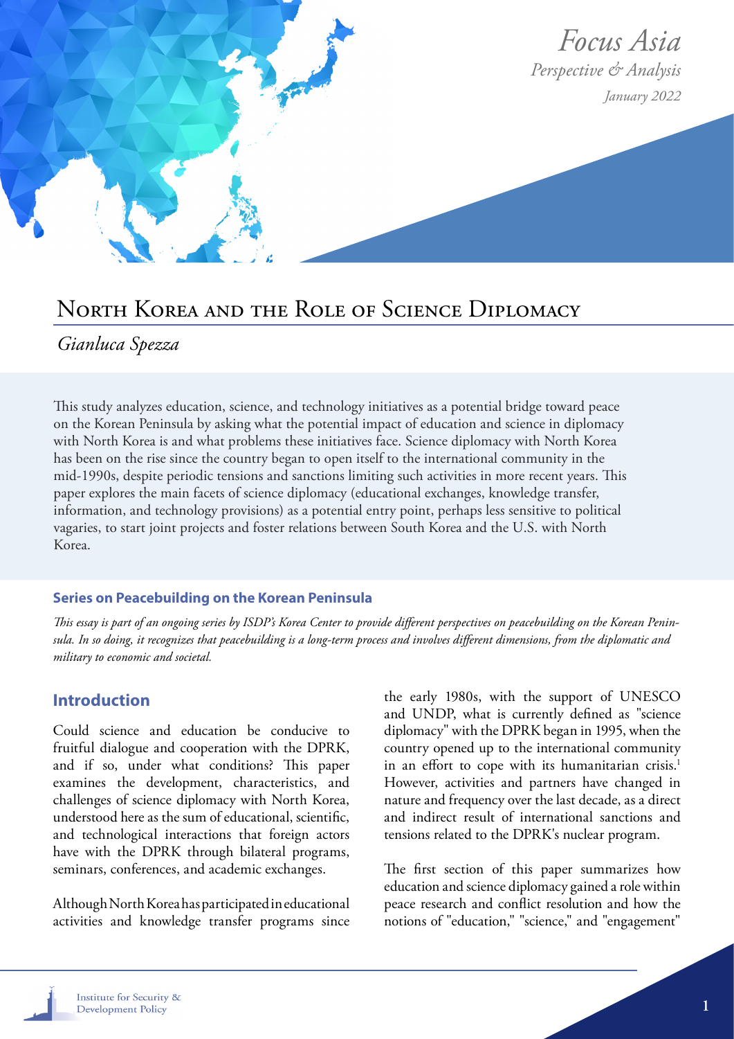*Focus Asia*
*Perspective & Analysis*
*January 2022*

# North Korea and the Role of Science Diplomacy

*Gianluca Spezza*

This study analyzes education, science, and technology initiatives as a potential bridge toward peace on the Korean Peninsula by asking what the potential impact of education and science in diplomacy with North Korea is and what problems these initiatives face. Science diplomacy with North Korea has been on the rise since the country began to open itself to the international community in the mid-1990s, despite periodic tensions and sanctions limiting such activities in more recent years. This paper explores the main facets of science diplomacy (educational exchanges, knowledge transfer, information, and technology provisions) as a potential entry point, perhaps less sensitive to political vagaries, to start joint projects and foster relations between South Korea and the U.S. with North Korea.

**Series on Peacebuilding on the Korean Peninsula**

*This essay is part of an ongoing series by ISDP's Korea Center to provide different perspectives on peacebuilding on the Korean Peninsula. In so doing, it recognizes that peacebuilding is a long-term process and involves different dimensions, from the diplomatic and military to economic and societal.*

## Introduction

Could science and education be conducive to fruitful dialogue and cooperation with the DPRK, and if so, under what conditions? This paper examines the development, characteristics, and challenges of science diplomacy with North Korea, understood here as the sum of educational, scientific, and technological interactions that foreign actors have with the DPRK through bilateral programs, seminars, conferences, and academic exchanges.

Although North Korea has participated in educational activities and knowledge transfer programs since the early 1980s, with the support of UNESCO and UNDP, what is currently defined as "science diplomacy" with the DPRK began in 1995, when the country opened up to the international community in an effort to cope with its humanitarian crisis.[1] However, activities and partners have changed in nature and frequency over the last decade, as a direct and indirect result of international sanctions and tensions related to the DPRK's nuclear program.

The first section of this paper summarizes how education and science diplomacy gained a role within peace research and conflict resolution and how the notions of "education," "science," and "engagement"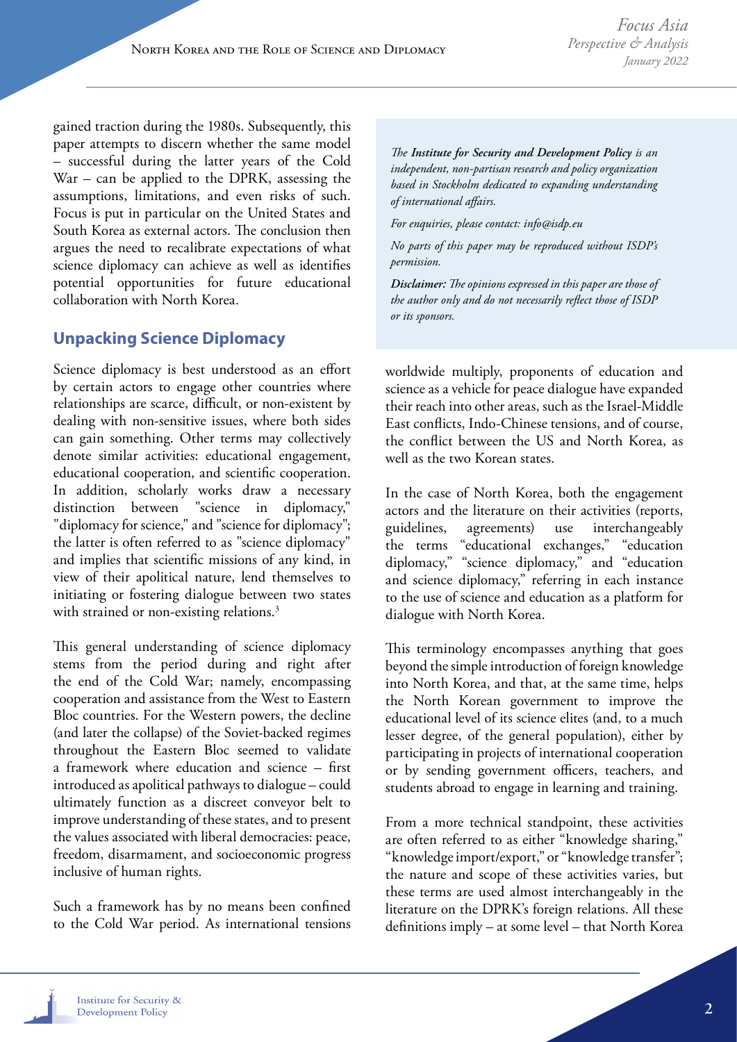gained traction during the 1980s. Subsequently, this paper attempts to discern whether the same model – successful during the latter years of the Cold War – can be applied to the DPRK, assessing the assumptions, limitations, and even risks of such. Focus is put in particular on the United States and South Korea as external actors. The conclusion then argues the need to recalibrate expectations of what science diplomacy can achieve as well as identifies potential opportunities for future educational collaboration with North Korea.

## Unpacking Science Diplomacy

Science diplomacy is best understood as an effort by certain actors to engage other countries where relationships are scarce, difficult, or non-existent by dealing with non-sensitive issues, where both sides can gain something. Other terms may collectively denote similar activities: educational engagement, educational cooperation, and scientific cooperation. In addition, scholarly works draw a necessary distinction between "science in diplomacy," "diplomacy for science," and "science for diplomacy"; the latter is often referred to as "science diplomacy" and implies that scientific missions of any kind, in view of their apolitical nature, lend themselves to initiating or fostering dialogue between two states with strained or non-existing relations.[3]

This general understanding of science diplomacy stems from the period during and right after the end of the Cold War; namely, encompassing cooperation and assistance from the West to Eastern Bloc countries. For the Western powers, the decline (and later the collapse) of the Soviet-backed regimes throughout the Eastern Bloc seemed to validate a framework where education and science – first introduced as apolitical pathways to dialogue – could ultimately function as a discreet conveyor belt to improve understanding of these states, and to present the values associated with liberal democracies: peace, freedom, disarmament, and socioeconomic progress inclusive of human rights.

Such a framework has by no means been confined to the Cold War period. As international tensions worldwide multiply, proponents of education and science as a vehicle for peace dialogue have expanded their reach into other areas, such as the Israel-Middle East conflicts, Indo-Chinese tensions, and of course, the conflict between the US and North Korea, as well as the two Korean states.

In the case of North Korea, both the engagement actors and the literature on their activities (reports, guidelines, agreements) use interchangeably the terms "educational exchanges," "education diplomacy," "science diplomacy," and "education and science diplomacy," referring in each instance to the use of science and education as a platform for dialogue with North Korea.

This terminology encompasses anything that goes beyond the simple introduction of foreign knowledge into North Korea, and that, at the same time, helps the North Korean government to improve the educational level of its science elites (and, to a much lesser degree, of the general population), either by participating in projects of international cooperation or by sending government officers, teachers, and students abroad to engage in learning and training.

From a more technical standpoint, these activities are often referred to as either "knowledge sharing," "knowledge import/export," or "knowledge transfer"; the nature and scope of these activities varies, but these terms are used almost interchangeably in the literature on the DPRK's foreign relations. All these definitions imply – at some level – that North Korea

*The **Institute for Security and Development Policy** is an independent, non-partisan research and policy organization based in Stockholm dedicated to expanding understanding of international affairs.*

*For enquiries, please contact: info@isdp.eu*

*No parts of this paper may be reproduced without ISDP's permission.*

***Disclaimer:** The opinions expressed in this paper are those of the author only and do not necessarily reflect those of ISDP or its sponsors.*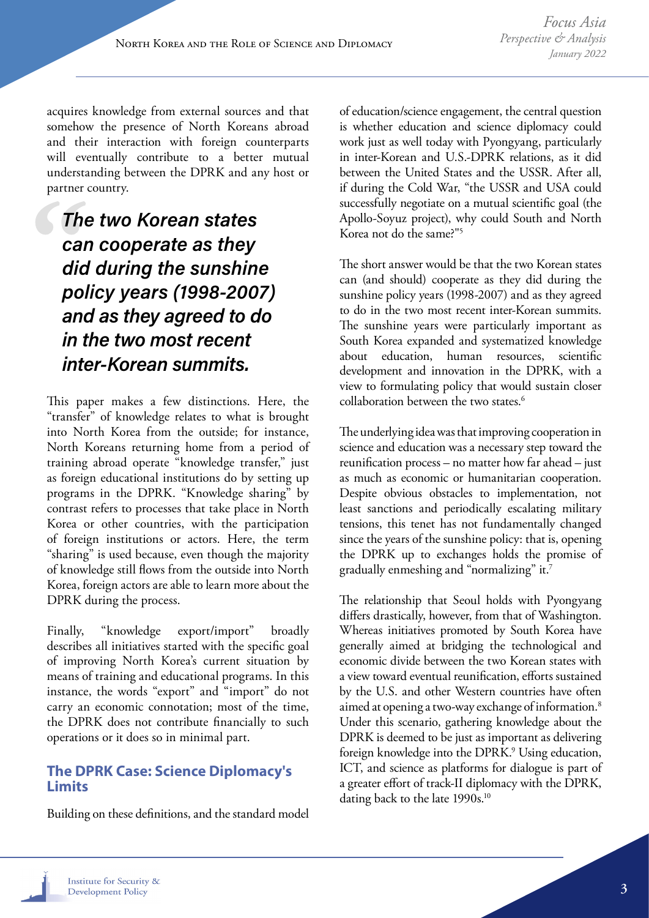acquires knowledge from external sources and that somehow the presence of North Koreans abroad and their interaction with foreign counterparts will eventually contribute to a better mutual understanding between the DPRK and any host or partner country.

> ***The two Korean states can cooperate as they did during the sunshine policy years (1998-2007) and as they agreed to do in the two most recent inter-Korean summits.***

This paper makes a few distinctions. Here, the "transfer" of knowledge relates to what is brought into North Korea from the outside; for instance, North Koreans returning home from a period of training abroad operate "knowledge transfer," just as foreign educational institutions do by setting up programs in the DPRK. "Knowledge sharing" by contrast refers to processes that take place in North Korea or other countries, with the participation of foreign institutions or actors. Here, the term "sharing" is used because, even though the majority of knowledge still flows from the outside into North Korea, foreign actors are able to learn more about the DPRK during the process.

Finally, "knowledge export/import" broadly describes all initiatives started with the specific goal of improving North Korea's current situation by means of training and educational programs. In this instance, the words "export" and "import" do not carry an economic connotation; most of the time, the DPRK does not contribute financially to such operations or it does so in minimal part.

## The DPRK Case: Science Diplomacy's Limits

Building on these definitions, and the standard model of education/science engagement, the central question is whether education and science diplomacy could work just as well today with Pyongyang, particularly in inter-Korean and U.S.-DPRK relations, as it did between the United States and the USSR. After all, if during the Cold War, "the USSR and USA could successfully negotiate on a mutual scientific goal (the Apollo-Soyuz project), why could South and North Korea not do the same?"[5]

The short answer would be that the two Korean states can (and should) cooperate as they did during the sunshine policy years (1998-2007) and as they agreed to do in the two most recent inter-Korean summits. The sunshine years were particularly important as South Korea expanded and systematized knowledge about education, human resources, scientific development and innovation in the DPRK, with a view to formulating policy that would sustain closer collaboration between the two states.[6]

The underlying idea was that improving cooperation in science and education was a necessary step toward the reunification process – no matter how far ahead – just as much as economic or humanitarian cooperation. Despite obvious obstacles to implementation, not least sanctions and periodically escalating military tensions, this tenet has not fundamentally changed since the years of the sunshine policy: that is, opening the DPRK up to exchanges holds the promise of gradually enmeshing and "normalizing" it.[7]

The relationship that Seoul holds with Pyongyang differs drastically, however, from that of Washington. Whereas initiatives promoted by South Korea have generally aimed at bridging the technological and economic divide between the two Korean states with a view toward eventual reunification, efforts sustained by the U.S. and other Western countries have often aimed at opening a two-way exchange of information.[8] Under this scenario, gathering knowledge about the DPRK is deemed to be just as important as delivering foreign knowledge into the DPRK.[9] Using education, ICT, and science as platforms for dialogue is part of a greater effort of track-II diplomacy with the DPRK, dating back to the late 1990s.[10]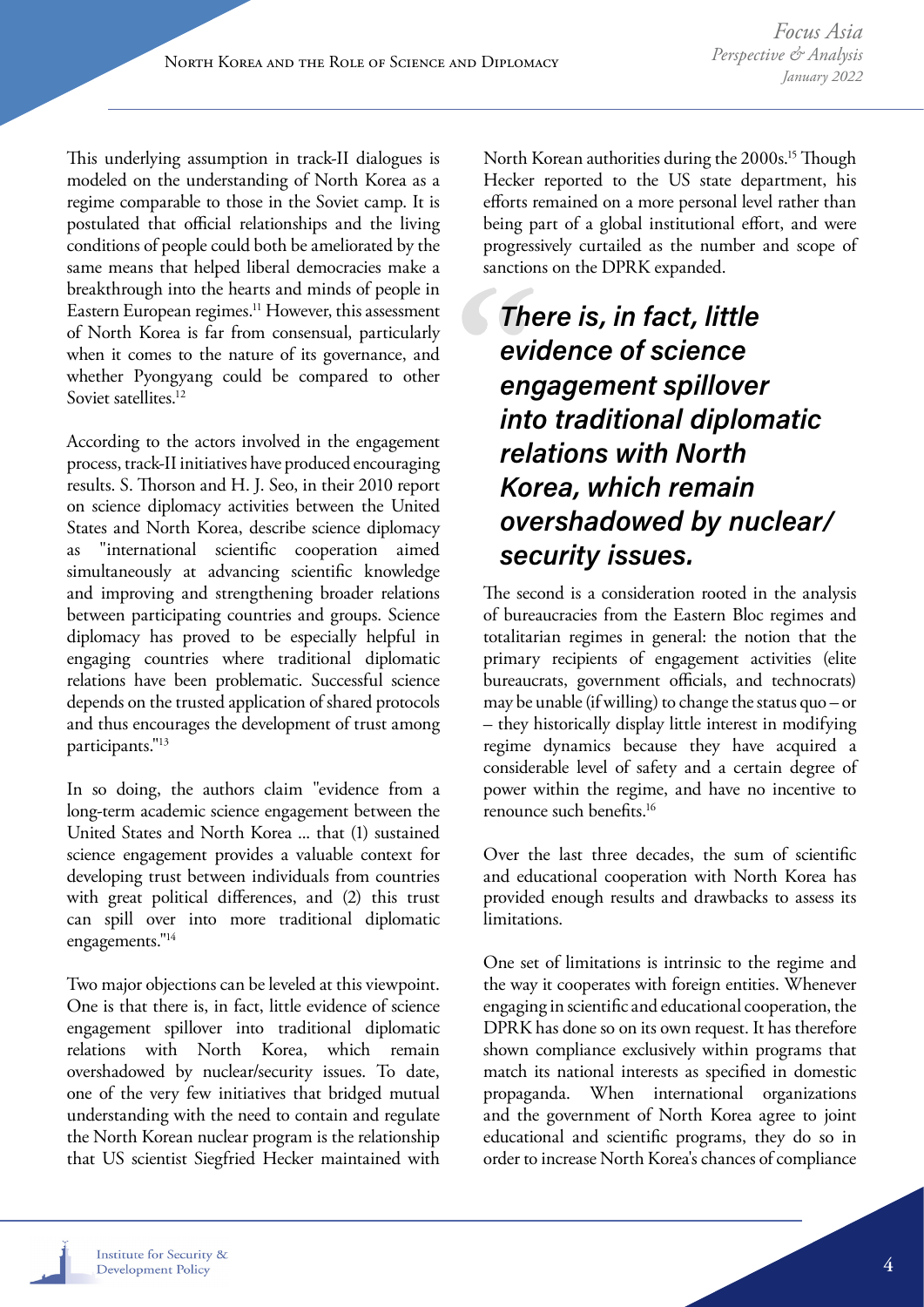This underlying assumption in track-II dialogues is modeled on the understanding of North Korea as a regime comparable to those in the Soviet camp. It is postulated that official relationships and the living conditions of people could both be ameliorated by the same means that helped liberal democracies make a breakthrough into the hearts and minds of people in Eastern European regimes.[11] However, this assessment of North Korea is far from consensual, particularly when it comes to the nature of its governance, and whether Pyongyang could be compared to other Soviet satellites.[12]

According to the actors involved in the engagement process, track-II initiatives have produced encouraging results. S. Thorson and H. J. Seo, in their 2010 report on science diplomacy activities between the United States and North Korea, describe science diplomacy as "international scientific cooperation aimed simultaneously at advancing scientific knowledge and improving and strengthening broader relations between participating countries and groups. Science diplomacy has proved to be especially helpful in engaging countries where traditional diplomatic relations have been problematic. Successful science depends on the trusted application of shared protocols and thus encourages the development of trust among participants."[13]

In so doing, the authors claim "evidence from a long-term academic science engagement between the United States and North Korea ... that (1) sustained science engagement provides a valuable context for developing trust between individuals from countries with great political differences, and (2) this trust can spill over into more traditional diplomatic engagements."[14]

Two major objections can be leveled at this viewpoint. One is that there is, in fact, little evidence of science engagement spillover into traditional diplomatic relations with North Korea, which remain overshadowed by nuclear/security issues. To date, one of the very few initiatives that bridged mutual understanding with the need to contain and regulate the North Korean nuclear program is the relationship that US scientist Siegfried Hecker maintained with North Korean authorities during the 2000s.[15] Though Hecker reported to the US state department, his efforts remained on a more personal level rather than being part of a global institutional effort, and were progressively curtailed as the number and scope of sanctions on the DPRK expanded.

> ***There is, in fact, little evidence of science engagement spillover into traditional diplomatic relations with North Korea, which remain overshadowed by nuclear/security issues.***

The second is a consideration rooted in the analysis of bureaucracies from the Eastern Bloc regimes and totalitarian regimes in general: the notion that the primary recipients of engagement activities (elite bureaucrats, government officials, and technocrats) may be unable (if willing) to change the status quo – or – they historically display little interest in modifying regime dynamics because they have acquired a considerable level of safety and a certain degree of power within the regime, and have no incentive to renounce such benefits.[16]

Over the last three decades, the sum of scientific and educational cooperation with North Korea has provided enough results and drawbacks to assess its limitations.

One set of limitations is intrinsic to the regime and the way it cooperates with foreign entities. Whenever engaging in scientific and educational cooperation, the DPRK has done so on its own request. It has therefore shown compliance exclusively within programs that match its national interests as specified in domestic propaganda. When international organizations and the government of North Korea agree to joint educational and scientific programs, they do so in order to increase North Korea's chances of compliance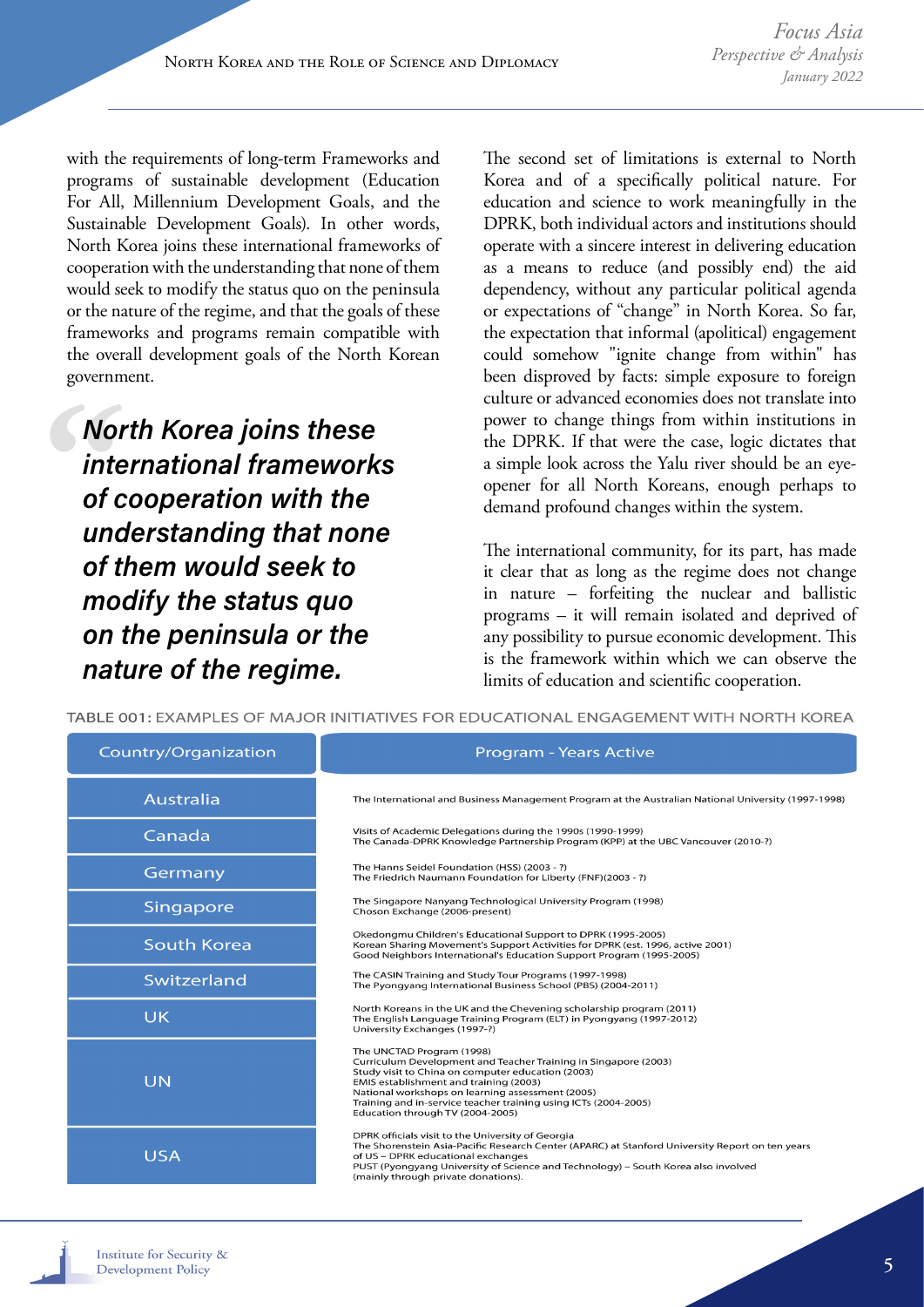with the requirements of long-term Frameworks and programs of sustainable development (Education For All, Millennium Development Goals, and the Sustainable Development Goals). In other words, North Korea joins these international frameworks of cooperation with the understanding that none of them would seek to modify the status quo on the peninsula or the nature of the regime, and that the goals of these frameworks and programs remain compatible with the overall development goals of the North Korean government.

> ***North Korea joins these international frameworks of cooperation with the understanding that none of them would seek to modify the status quo on the peninsula or the nature of the regime.***

The second set of limitations is external to North Korea and of a specifically political nature. For education and science to work meaningfully in the DPRK, both individual actors and institutions should operate with a sincere interest in delivering education as a means to reduce (and possibly end) the aid dependency, without any particular political agenda or expectations of "change" in North Korea. So far, the expectation that informal (apolitical) engagement could somehow "ignite change from within" has been disproved by facts: simple exposure to foreign culture or advanced economies does not translate into power to change things from within institutions in the DPRK. If that were the case, logic dictates that a simple look across the Yalu river should be an eye-opener for all North Koreans, enough perhaps to demand profound changes within the system.

The international community, for its part, has made it clear that as long as the regime does not change in nature – forfeiting the nuclear and ballistic programs – it will remain isolated and deprived of any possibility to pursue economic development. This is the framework within which we can observe the limits of education and scientific cooperation.

TABLE 001: EXAMPLES OF MAJOR INITIATIVES FOR EDUCATIONAL ENGAGEMENT WITH NORTH KOREA

| Country/Organization | Program - Years Active |
| --- | --- |
| Australia | The International and Business Management Program at the Australian National University (1997-1998) |
| Canada | Visits of Academic Delegations during the 1990s (1990-1999)<br>The Canada-DPRK Knowledge Partnership Program (KPP) at the UBC Vancouver (2010-?) |
| Germany | The Hanns Seidel Foundation (HSS) (2003 - ?)<br>The Friedrich Naumann Foundation for Liberty (FNF)(2003 - ?) |
| Singapore | The Singapore Nanyang Technological University Program (1998)<br>Choson Exchange (2006-present) |
| South Korea | Okedongmu Children's Educational Support to DPRK (1995-2005)<br>Korean Sharing Movement's Support Activities for DPRK (est. 1996, active 2001)<br>Good Neighbors International's Education Support Program (1995-2005) |
| Switzerland | The CASIN Training and Study Tour Programs (1997-1998)<br>The Pyongyang International Business School (PBS) (2004-2011) |
| UK | North Koreans in the UK and the Chevening scholarship program (2011)<br>The English Language Training Program (ELT) in Pyongyang (1997-2012)<br>University Exchanges (1997-?) |
| UN | The UNCTAD Program (1998)<br>Curriculum Development and Teacher Training in Singapore (2003)<br>Study visit to China on computer education (2003)<br>EMIS establishment and training (2003)<br>National workshops on learning assessment (2005)<br>Training and in-service teacher training using ICTs (2004-2005)<br>Education through TV (2004-2005) |
| USA | DPRK officials visit to the University of Georgia<br>The Shorenstein Asia-Pacific Research Center (APARC) at Stanford University Report on ten years of US – DPRK educational exchanges<br>PUST (Pyongyang University of Science and Technology) – South Korea also involved (mainly through private donations). |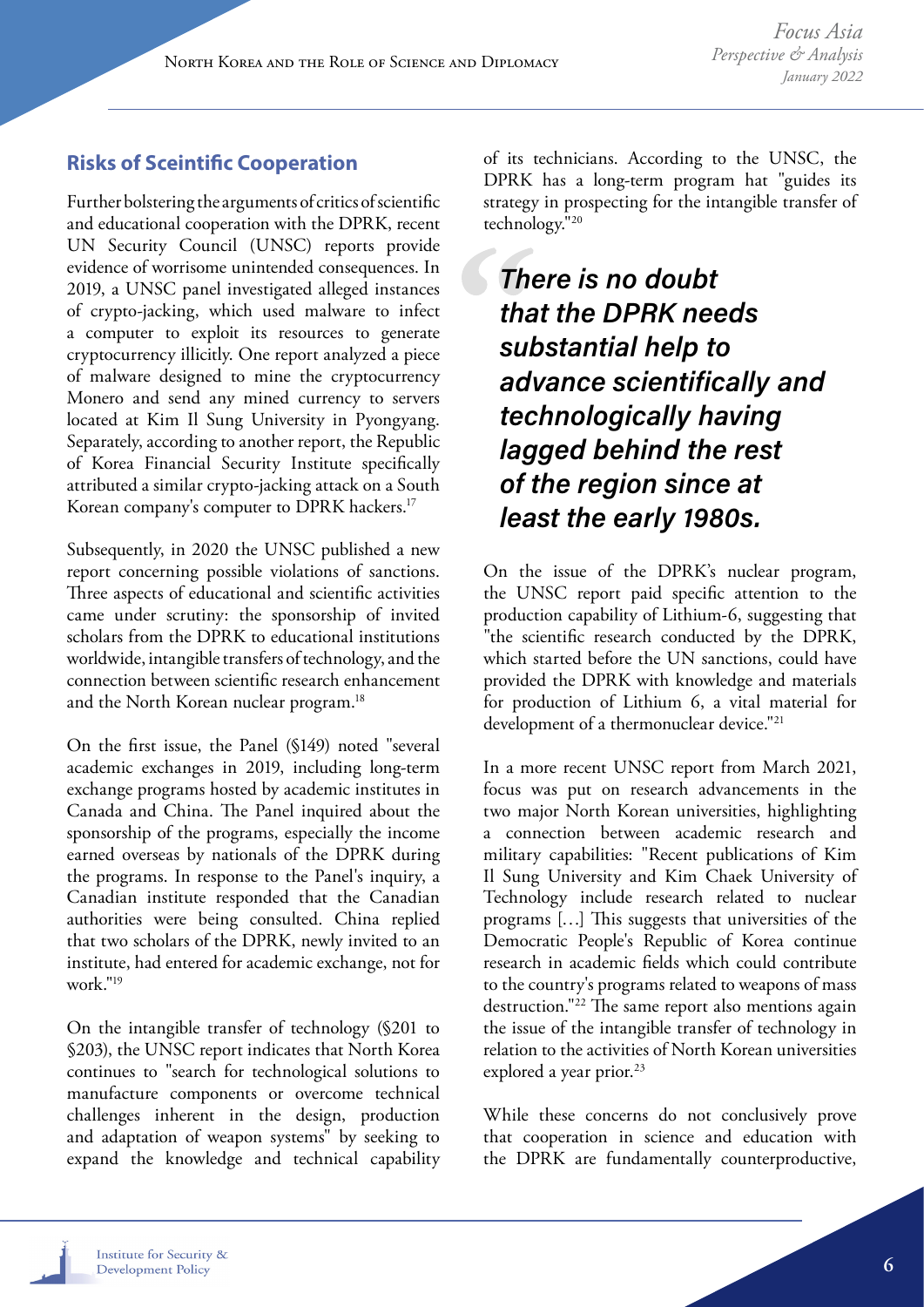## Risks of Sceintific Cooperation

Further bolstering the arguments of critics of scientific and educational cooperation with the DPRK, recent UN Security Council (UNSC) reports provide evidence of worrisome unintended consequences. In 2019, a UNSC panel investigated alleged instances of crypto-jacking, which used malware to infect a computer to exploit its resources to generate cryptocurrency illicitly. One report analyzed a piece of malware designed to mine the cryptocurrency Monero and send any mined currency to servers located at Kim Il Sung University in Pyongyang. Separately, according to another report, the Republic of Korea Financial Security Institute specifically attributed a similar crypto-jacking attack on a South Korean company's computer to DPRK hackers.[17]

Subsequently, in 2020 the UNSC published a new report concerning possible violations of sanctions. Three aspects of educational and scientific activities came under scrutiny: the sponsorship of invited scholars from the DPRK to educational institutions worldwide, intangible transfers of technology, and the connection between scientific research enhancement and the North Korean nuclear program.[18]

On the first issue, the Panel (§149) noted "several academic exchanges in 2019, including long-term exchange programs hosted by academic institutes in Canada and China. The Panel inquired about the sponsorship of the programs, especially the income earned overseas by nationals of the DPRK during the programs. In response to the Panel's inquiry, a Canadian institute responded that the Canadian authorities were being consulted. China replied that two scholars of the DPRK, newly invited to an institute, had entered for academic exchange, not for work."[19]

On the intangible transfer of technology (§201 to §203), the UNSC report indicates that North Korea continues to "search for technological solutions to manufacture components or overcome technical challenges inherent in the design, production and adaptation of weapon systems" by seeking to expand the knowledge and technical capability of its technicians. According to the UNSC, the DPRK has a long-term program hat "guides its strategy in prospecting for the intangible transfer of technology."[20]

> ***There is no doubt that the DPRK needs substantial help to advance scientifically and technologically having lagged behind the rest of the region since at least the early 1980s.***

On the issue of the DPRK's nuclear program, the UNSC report paid specific attention to the production capability of Lithium-6, suggesting that "the scientific research conducted by the DPRK, which started before the UN sanctions, could have provided the DPRK with knowledge and materials for production of Lithium 6, a vital material for development of a thermonuclear device."[21]

In a more recent UNSC report from March 2021, focus was put on research advancements in the two major North Korean universities, highlighting a connection between academic research and military capabilities: "Recent publications of Kim Il Sung University and Kim Chaek University of Technology include research related to nuclear programs […] This suggests that universities of the Democratic People's Republic of Korea continue research in academic fields which could contribute to the country's programs related to weapons of mass destruction."[22] The same report also mentions again the issue of the intangible transfer of technology in relation to the activities of North Korean universities explored a year prior.[23]

While these concerns do not conclusively prove that cooperation in science and education with the DPRK are fundamentally counterproductive,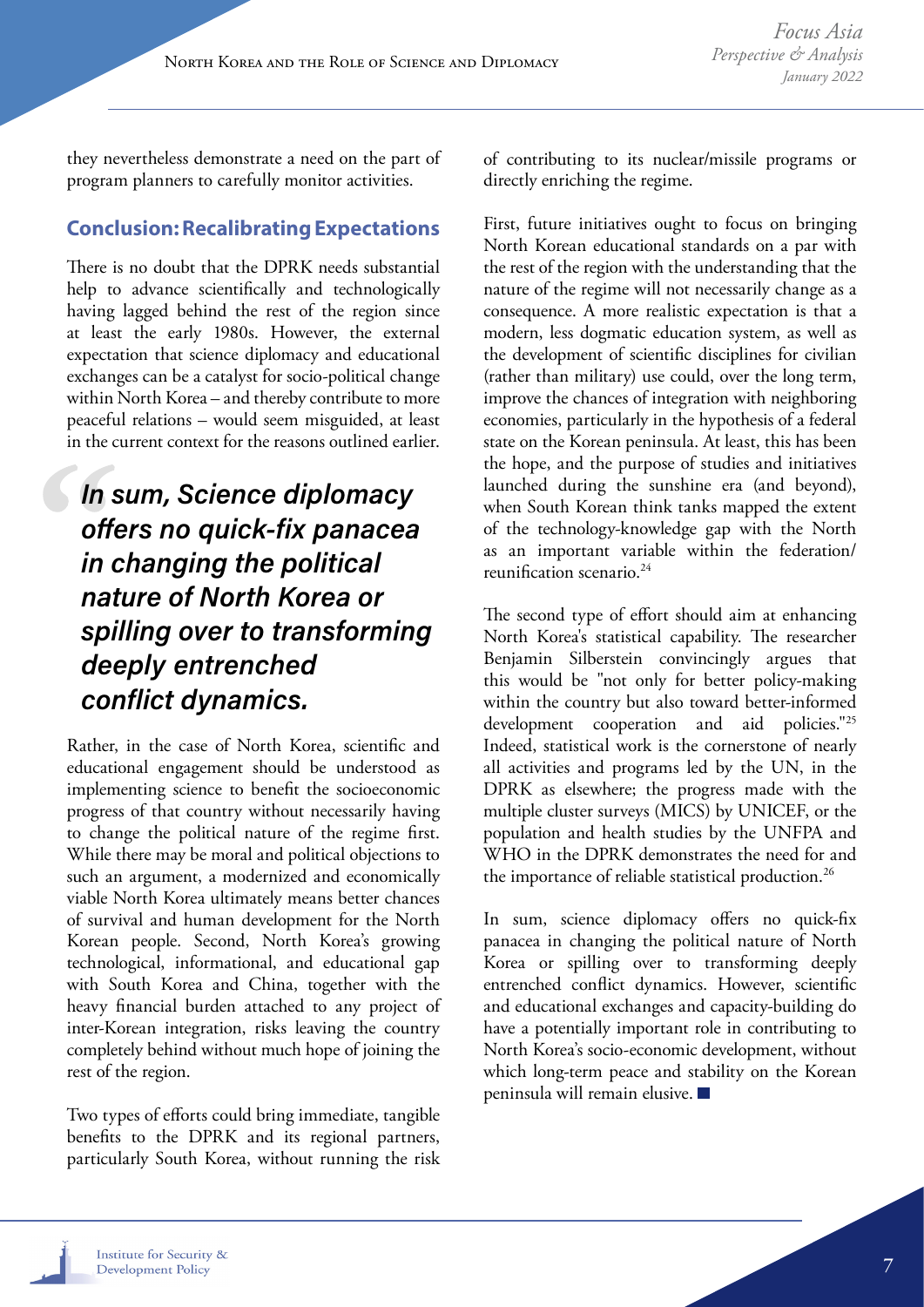they nevertheless demonstrate a need on the part of program planners to carefully monitor activities.

## Conclusion: Recalibrating Expectations

There is no doubt that the DPRK needs substantial help to advance scientifically and technologically having lagged behind the rest of the region since at least the early 1980s. However, the external expectation that science diplomacy and educational exchanges can be a catalyst for socio-political change within North Korea – and thereby contribute to more peaceful relations – would seem misguided, at least in the current context for the reasons outlined earlier.

> ***In sum, Science diplomacy offers no quick-fix panacea in changing the political nature of North Korea or spilling over to transforming deeply entrenched conflict dynamics.***

Rather, in the case of North Korea, scientific and educational engagement should be understood as implementing science to benefit the socioeconomic progress of that country without necessarily having to change the political nature of the regime first. While there may be moral and political objections to such an argument, a modernized and economically viable North Korea ultimately means better chances of survival and human development for the North Korean people. Second, North Korea's growing technological, informational, and educational gap with South Korea and China, together with the heavy financial burden attached to any project of inter-Korean integration, risks leaving the country completely behind without much hope of joining the rest of the region.

Two types of efforts could bring immediate, tangible benefits to the DPRK and its regional partners, particularly South Korea, without running the risk of contributing to its nuclear/missile programs or directly enriching the regime.

First, future initiatives ought to focus on bringing North Korean educational standards on a par with the rest of the region with the understanding that the nature of the regime will not necessarily change as a consequence. A more realistic expectation is that a modern, less dogmatic education system, as well as the development of scientific disciplines for civilian (rather than military) use could, over the long term, improve the chances of integration with neighboring economies, particularly in the hypothesis of a federal state on the Korean peninsula. At least, this has been the hope, and the purpose of studies and initiatives launched during the sunshine era (and beyond), when South Korean think tanks mapped the extent of the technology-knowledge gap with the North as an important variable within the federation/reunification scenario.[24]

The second type of effort should aim at enhancing North Korea's statistical capability. The researcher Benjamin Silberstein convincingly argues that this would be "not only for better policy-making within the country but also toward better-informed development cooperation and aid policies."[25] Indeed, statistical work is the cornerstone of nearly all activities and programs led by the UN, in the DPRK as elsewhere; the progress made with the multiple cluster surveys (MICS) by UNICEF, or the population and health studies by the UNFPA and WHO in the DPRK demonstrates the need for and the importance of reliable statistical production.[26]

In sum, science diplomacy offers no quick-fix panacea in changing the political nature of North Korea or spilling over to transforming deeply entrenched conflict dynamics. However, scientific and educational exchanges and capacity-building do have a potentially important role in contributing to North Korea's socio-economic development, without which long-term peace and stability on the Korean peninsula will remain elusive. ■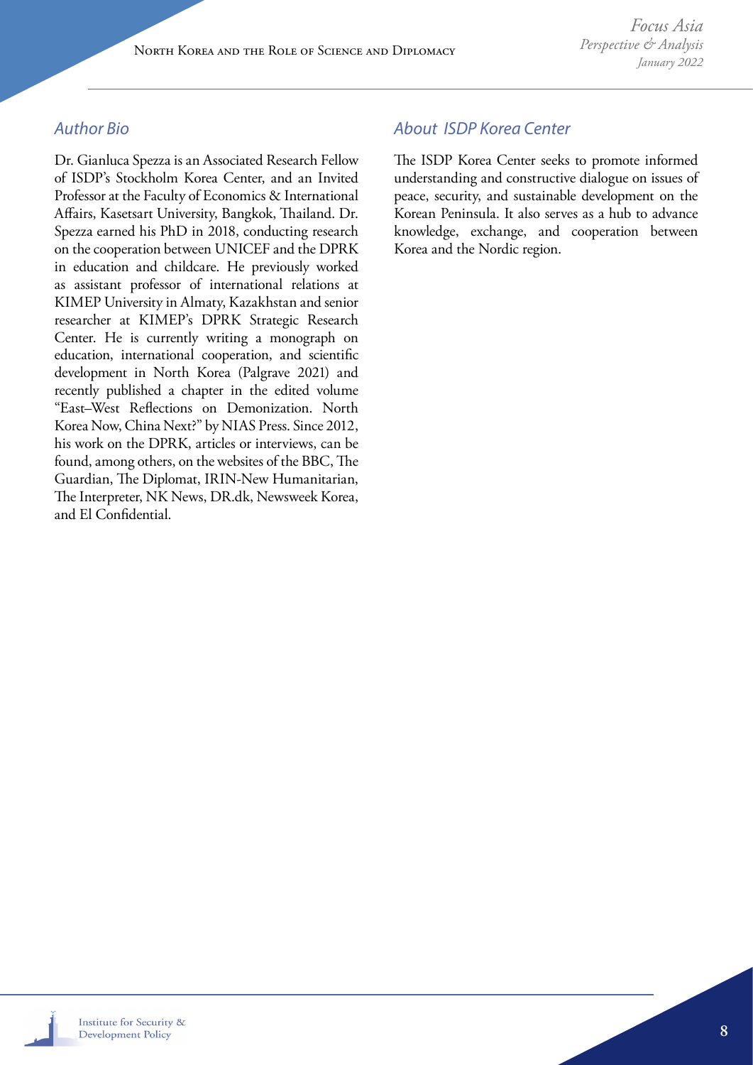## Author Bio

Dr. Gianluca Spezza is an Associated Research Fellow of ISDP's Stockholm Korea Center, and an Invited Professor at the Faculty of Economics & International Affairs, Kasetsart University, Bangkok, Thailand. Dr. Spezza earned his PhD in 2018, conducting research on the cooperation between UNICEF and the DPRK in education and childcare. He previously worked as assistant professor of international relations at KIMEP University in Almaty, Kazakhstan and senior researcher at KIMEP's DPRK Strategic Research Center. He is currently writing a monograph on education, international cooperation, and scientific development in North Korea (Palgrave 2021) and recently published a chapter in the edited volume "East–West Reflections on Demonization. North Korea Now, China Next?" by NIAS Press. Since 2012, his work on the DPRK, articles or interviews, can be found, among others, on the websites of the BBC, The Guardian, The Diplomat, IRIN-New Humanitarian, The Interpreter, NK News, DR.dk, Newsweek Korea, and El Confidential.

## About ISDP Korea Center

The ISDP Korea Center seeks to promote informed understanding and constructive dialogue on issues of peace, security, and sustainable development on the Korean Peninsula. It also serves as a hub to advance knowledge, exchange, and cooperation between Korea and the Nordic region.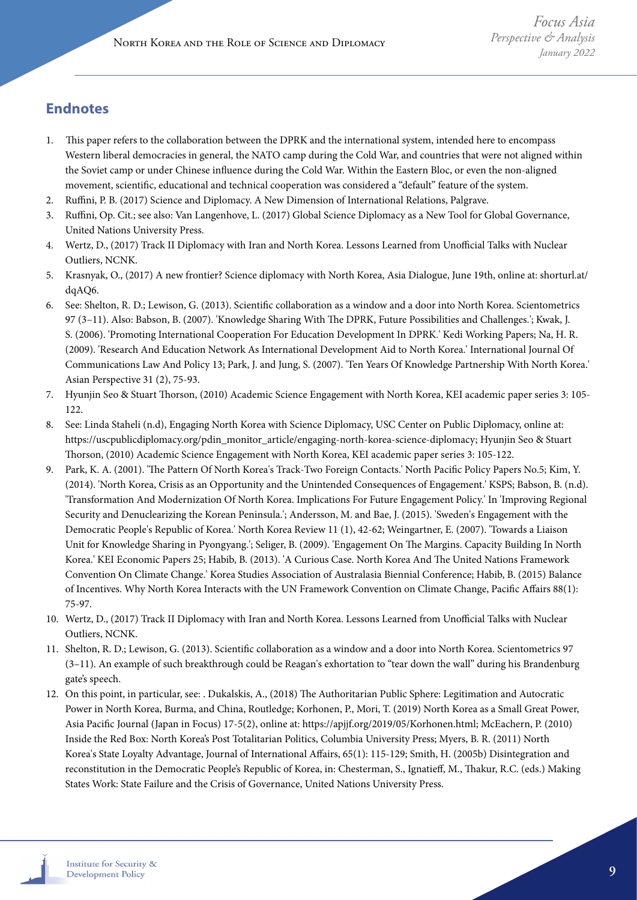## Endnotes

1. This paper refers to the collaboration between the DPRK and the international system, intended here to encompass Western liberal democracies in general, the NATO camp during the Cold War, and countries that were not aligned within the Soviet camp or under Chinese influence during the Cold War. Within the Eastern Bloc, or even the non-aligned movement, scientific, educational and technical cooperation was considered a "default" feature of the system.
2. Ruffini, P. B. (2017) Science and Diplomacy. A New Dimension of International Relations, Palgrave.
3. Ruffini, Op. Cit.; see also: Van Langenhove, L. (2017) Global Science Diplomacy as a New Tool for Global Governance, United Nations University Press.
4. Wertz, D., (2017) Track II Diplomacy with Iran and North Korea. Lessons Learned from Unofficial Talks with Nuclear Outliers, NCNK.
5. Krasnyak, O., (2017) A new frontier? Science diplomacy with North Korea, Asia Dialogue, June 19th, online at: shorturl.at/dqAQ6.
6. See: Shelton, R. D.; Lewison, G. (2013). Scientific collaboration as a window and a door into North Korea. Scientometrics 97 (3–11). Also: Babson, B. (2007). 'Knowledge Sharing With The DPRK, Future Possibilities and Challenges.'; Kwak, J. S. (2006). 'Promoting International Cooperation For Education Development In DPRK.' Kedi Working Papers; Na, H. R. (2009). 'Research And Education Network As International Development Aid to North Korea.' International Journal Of Communications Law And Policy 13; Park, J. and Jung, S. (2007). 'Ten Years Of Knowledge Partnership With North Korea.' Asian Perspective 31 (2), 75-93.
7. Hyunjin Seo & Stuart Thorson, (2010) Academic Science Engagement with North Korea, KEI academic paper series 3: 105-122.
8. See: Linda Staheli (n.d), Engaging North Korea with Science Diplomacy, USC Center on Public Diplomacy, online at: https://uscpublicdiplomacy.org/pdin_monitor_article/engaging-north-korea-science-diplomacy; Hyunjin Seo & Stuart Thorson, (2010) Academic Science Engagement with North Korea, KEI academic paper series 3: 105-122.
9. Park, K. A. (2001). 'The Pattern Of North Korea's Track-Two Foreign Contacts.' North Pacific Policy Papers No.5; Kim, Y. (2014). 'North Korea, Crisis as an Opportunity and the Unintended Consequences of Engagement.' KSPS; Babson, B. (n.d). 'Transformation And Modernization Of North Korea. Implications For Future Engagement Policy.' In 'Improving Regional Security and Denuclearizing the Korean Peninsula.'; Andersson, M. and Bae, J. (2015). 'Sweden's Engagement with the Democratic People's Republic of Korea.' North Korea Review 11 (1), 42-62; Weingartner, E. (2007). 'Towards a Liaison Unit for Knowledge Sharing in Pyongyang.'; Seliger, B. (2009). 'Engagement On The Margins. Capacity Building In North Korea.' KEI Economic Papers 25; Habib, B. (2013). 'A Curious Case. North Korea And The United Nations Framework Convention On Climate Change.' Korea Studies Association of Australasia Biennial Conference; Habib, B. (2015) Balance of Incentives. Why North Korea Interacts with the UN Framework Convention on Climate Change, Pacific Affairs 88(1): 75-97.
10. Wertz, D., (2017) Track II Diplomacy with Iran and North Korea. Lessons Learned from Unofficial Talks with Nuclear Outliers, NCNK.
11. Shelton, R. D.; Lewison, G. (2013). Scientific collaboration as a window and a door into North Korea. Scientometrics 97 (3–11). An example of such breakthrough could be Reagan's exhortation to "tear down the wall" during his Brandenburg gate's speech.
12. On this point, in particular, see: . Dukalskis, A., (2018) The Authoritarian Public Sphere: Legitimation and Autocratic Power in North Korea, Burma, and China, Routledge; Korhonen, P., Mori, T. (2019) North Korea as a Small Great Power, Asia Pacific Journal (Japan in Focus) 17-5(2), online at: https://apjjf.org/2019/05/Korhonen.html; McEachern, P. (2010) Inside the Red Box: North Korea's Post Totalitarian Politics, Columbia University Press; Myers, B. R. (2011) North Korea's State Loyalty Advantage, Journal of International Affairs, 65(1): 115-129; Smith, H. (2005b) Disintegration and reconstitution in the Democratic People's Republic of Korea, in: Chesterman, S., Ignatieff, M., Thakur, R.C. (eds.) Making States Work: State Failure and the Crisis of Governance, United Nations University Press.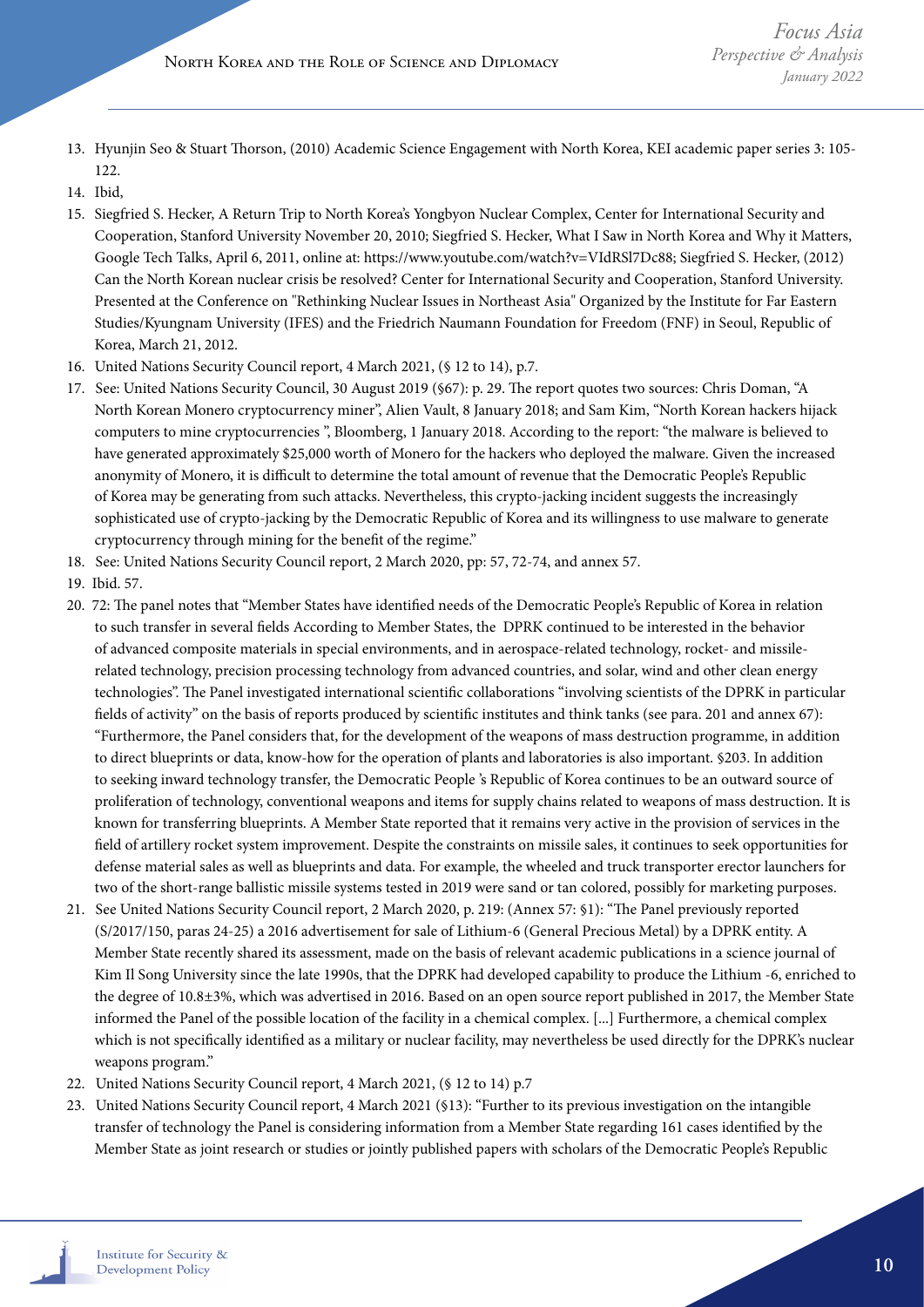13. Hyunjin Seo & Stuart Thorson, (2010) Academic Science Engagement with North Korea, KEI academic paper series 3: 105-122.
14. Ibid,
15. Siegfried S. Hecker, A Return Trip to North Korea's Yongbyon Nuclear Complex, Center for International Security and Cooperation, Stanford University November 20, 2010; Siegfried S. Hecker, What I Saw in North Korea and Why it Matters, Google Tech Talks, April 6, 2011, online at: https://www.youtube.com/watch?v=VIdRSl7Dc88; Siegfried S. Hecker, (2012) Can the North Korean nuclear crisis be resolved? Center for International Security and Cooperation, Stanford University. Presented at the Conference on "Rethinking Nuclear Issues in Northeast Asia" Organized by the Institute for Far Eastern Studies/Kyungnam University (IFES) and the Friedrich Naumann Foundation for Freedom (FNF) in Seoul, Republic of Korea, March 21, 2012.
16. United Nations Security Council report, 4 March 2021, (§ 12 to 14), p.7.
17. See: United Nations Security Council, 30 August 2019 (§67): p. 29. The report quotes two sources: Chris Doman, "A North Korean Monero cryptocurrency miner", Alien Vault, 8 January 2018; and Sam Kim, "North Korean hackers hijack computers to mine cryptocurrencies ", Bloomberg, 1 January 2018. According to the report: "the malware is believed to have generated approximately $25,000 worth of Monero for the hackers who deployed the malware. Given the increased anonymity of Monero, it is difficult to determine the total amount of revenue that the Democratic People's Republic of Korea may be generating from such attacks. Nevertheless, this crypto-jacking incident suggests the increasingly sophisticated use of crypto-jacking by the Democratic Republic of Korea and its willingness to use malware to generate cryptocurrency through mining for the benefit of the regime."
18. See: United Nations Security Council report, 2 March 2020, pp: 57, 72-74, and annex 57.
19. Ibid. 57.
20. 72: The panel notes that "Member States have identified needs of the Democratic People's Republic of Korea in relation to such transfer in several fields According to Member States, the DPRK continued to be interested in the behavior of advanced composite materials in special environments, and in aerospace-related technology, rocket- and missile-related technology, precision processing technology from advanced countries, and solar, wind and other clean energy technologies". The Panel investigated international scientific collaborations "involving scientists of the DPRK in particular fields of activity" on the basis of reports produced by scientific institutes and think tanks (see para. 201 and annex 67): "Furthermore, the Panel considers that, for the development of the weapons of mass destruction programme, in addition to direct blueprints or data, know-how for the operation of plants and laboratories is also important. §203. In addition to seeking inward technology transfer, the Democratic People 's Republic of Korea continues to be an outward source of proliferation of technology, conventional weapons and items for supply chains related to weapons of mass destruction. It is known for transferring blueprints. A Member State reported that it remains very active in the provision of services in the field of artillery rocket system improvement. Despite the constraints on missile sales, it continues to seek opportunities for defense material sales as well as blueprints and data. For example, the wheeled and truck transporter erector launchers for two of the short-range ballistic missile systems tested in 2019 were sand or tan colored, possibly for marketing purposes.
21. See United Nations Security Council report, 2 March 2020, p. 219: (Annex 57: §1): "The Panel previously reported (S/2017/150, paras 24-25) a 2016 advertisement for sale of Lithium-6 (General Precious Metal) by a DPRK entity. A Member State recently shared its assessment, made on the basis of relevant academic publications in a science journal of Kim Il Song University since the late 1990s, that the DPRK had developed capability to produce the Lithium -6, enriched to the degree of 10.8±3%, which was advertised in 2016. Based on an open source report published in 2017, the Member State informed the Panel of the possible location of the facility in a chemical complex. [...] Furthermore, a chemical complex which is not specifically identified as a military or nuclear facility, may nevertheless be used directly for the DPRK's nuclear weapons program."
22. United Nations Security Council report, 4 March 2021, (§ 12 to 14) p.7
23. United Nations Security Council report, 4 March 2021 (§13): "Further to its previous investigation on the intangible transfer of technology the Panel is considering information from a Member State regarding 161 cases identified by the Member State as joint research or studies or jointly published papers with scholars of the Democratic People's Republic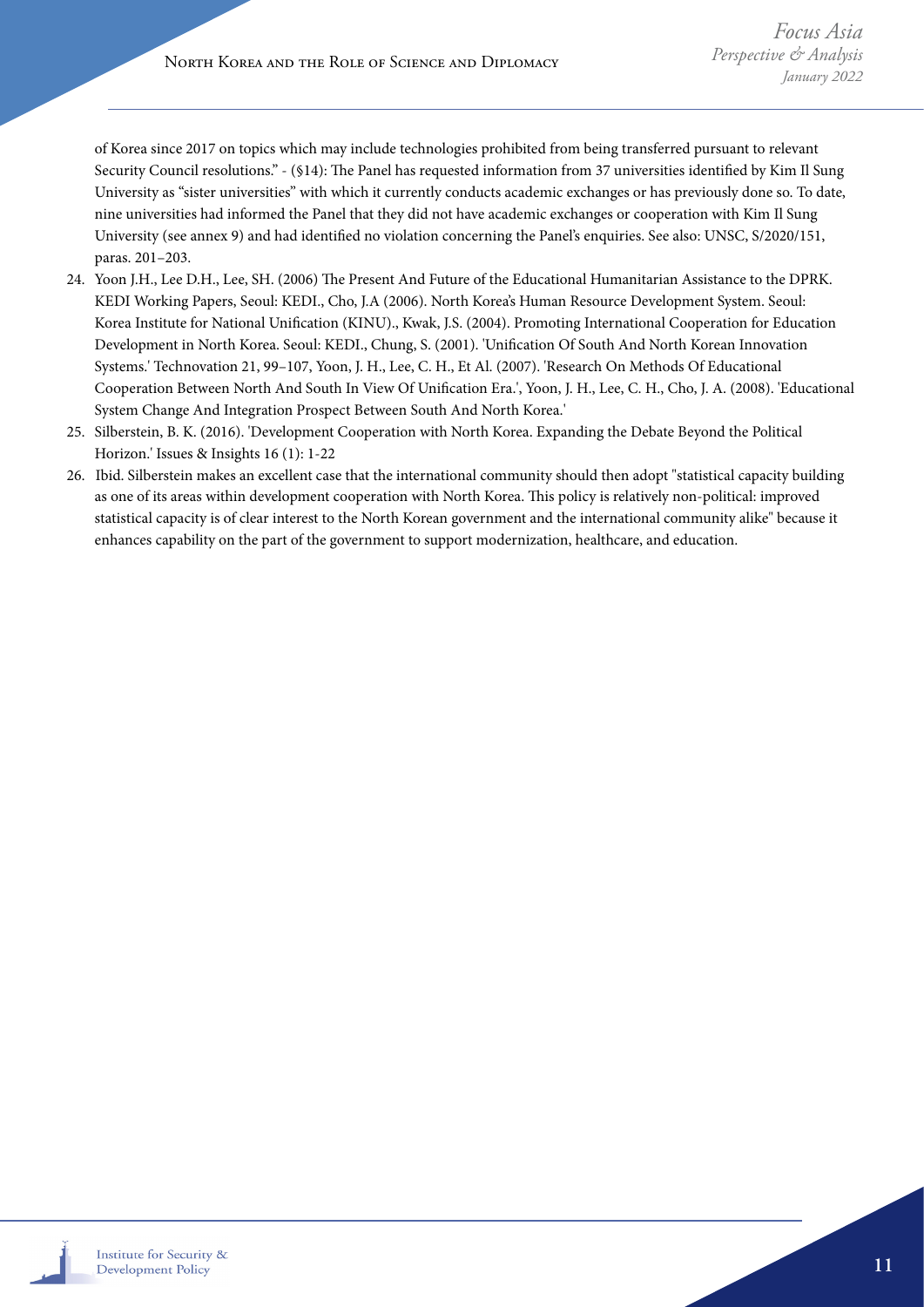of Korea since 2017 on topics which may include technologies prohibited from being transferred pursuant to relevant Security Council resolutions." - (§14): The Panel has requested information from 37 universities identified by Kim Il Sung University as "sister universities" with which it currently conducts academic exchanges or has previously done so. To date, nine universities had informed the Panel that they did not have academic exchanges or cooperation with Kim Il Sung University (see annex 9) and had identified no violation concerning the Panel's enquiries. See also: UNSC, S/2020/151, paras. 201–203.

24. Yoon J.H., Lee D.H., Lee, SH. (2006) The Present And Future of the Educational Humanitarian Assistance to the DPRK. KEDI Working Papers, Seoul: KEDI., Cho, J.A (2006). North Korea's Human Resource Development System. Seoul: Korea Institute for National Unification (KINU)., Kwak, J.S. (2004). Promoting International Cooperation for Education Development in North Korea. Seoul: KEDI., Chung, S. (2001). 'Unification Of South And North Korean Innovation Systems.' Technovation 21, 99–107, Yoon, J. H., Lee, C. H., Et Al. (2007). 'Research On Methods Of Educational Cooperation Between North And South In View Of Unification Era.', Yoon, J. H., Lee, C. H., Cho, J. A. (2008). 'Educational System Change And Integration Prospect Between South And North Korea.'
25. Silberstein, B. K. (2016). 'Development Cooperation with North Korea. Expanding the Debate Beyond the Political Horizon.' Issues & Insights 16 (1): 1-22
26. Ibid. Silberstein makes an excellent case that the international community should then adopt "statistical capacity building as one of its areas within development cooperation with North Korea. This policy is relatively non-political: improved statistical capacity is of clear interest to the North Korean government and the international community alike" because it enhances capability on the part of the government to support modernization, healthcare, and education.